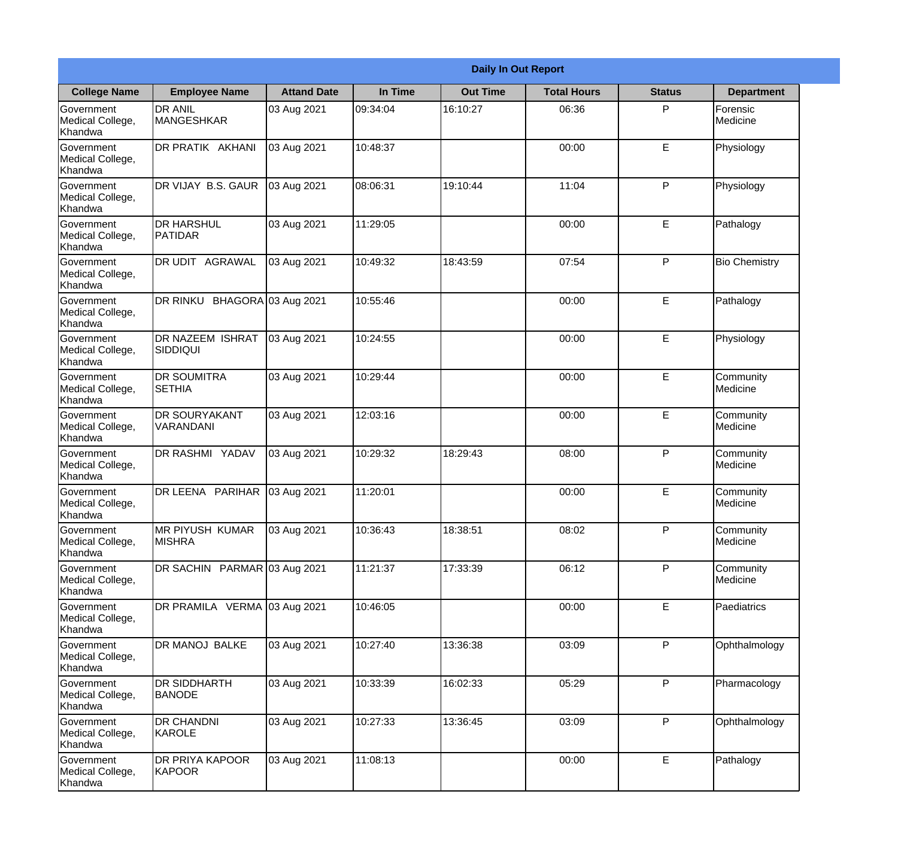**Daily In Out Report**

| College Name | Employee Name | Attand Date | In Time | Out Time | Total Hours | Status | Department |
|---|---|---|---|---|---|---|---|
| Government Medical College, Khandwa | DR ANIL MANGESHKAR | 03 Aug 2021 | 09:34:04 | 16:10:27 | 06:36 | P | Forensic Medicine |
| Government Medical College, Khandwa | DR PRATIK AKHANI | 03 Aug 2021 | 10:48:37 | | 00:00 | E | Physiology |
| Government Medical College, Khandwa | DR VIJAY B.S. GAUR | 03 Aug 2021 | 08:06:31 | 19:10:44 | 11:04 | P | Physiology |
| Government Medical College, Khandwa | DR HARSHUL PATIDAR | 03 Aug 2021 | 11:29:05 | | 00:00 | E | Pathalogy |
| Government Medical College, Khandwa | DR UDIT AGRAWAL | 03 Aug 2021 | 10:49:32 | 18:43:59 | 07:54 | P | Bio Chemistry |
| Government Medical College, Khandwa | DR RINKU BHAGORA | 03 Aug 2021 | 10:55:46 | | 00:00 | E | Pathalogy |
| Government Medical College, Khandwa | DR NAZEEM ISHRAT SIDDIQUI | 03 Aug 2021 | 10:24:55 | | 00:00 | E | Physiology |
| Government Medical College, Khandwa | DR SOUMITRA SETHIA | 03 Aug 2021 | 10:29:44 | | 00:00 | E | Community Medicine |
| Government Medical College, Khandwa | DR SOURYAKANT VARANDANI | 03 Aug 2021 | 12:03:16 | | 00:00 | E | Community Medicine |
| Government Medical College, Khandwa | DR RASHMI YADAV | 03 Aug 2021 | 10:29:32 | 18:29:43 | 08:00 | P | Community Medicine |
| Government Medical College, Khandwa | DR LEENA PARIHAR | 03 Aug 2021 | 11:20:01 | | 00:00 | E | Community Medicine |
| Government Medical College, Khandwa | MR PIYUSH KUMAR MISHRA | 03 Aug 2021 | 10:36:43 | 18:38:51 | 08:02 | P | Community Medicine |
| Government Medical College, Khandwa | DR SACHIN PARMAR | 03 Aug 2021 | 11:21:37 | 17:33:39 | 06:12 | P | Community Medicine |
| Government Medical College, Khandwa | DR PRAMILA VERMA | 03 Aug 2021 | 10:46:05 | | 00:00 | E | Paediatrics |
| Government Medical College, Khandwa | DR MANOJ BALKE | 03 Aug 2021 | 10:27:40 | 13:36:38 | 03:09 | P | Ophthalmology |
| Government Medical College, Khandwa | DR SIDDHARTH BANODE | 03 Aug 2021 | 10:33:39 | 16:02:33 | 05:29 | P | Pharmacology |
| Government Medical College, Khandwa | DR CHANDNI KAROLE | 03 Aug 2021 | 10:27:33 | 13:36:45 | 03:09 | P | Ophthalmology |
| Government Medical College, Khandwa | DR PRIYA KAPOOR KAPOOR | 03 Aug 2021 | 11:08:13 | | 00:00 | E | Pathalogy |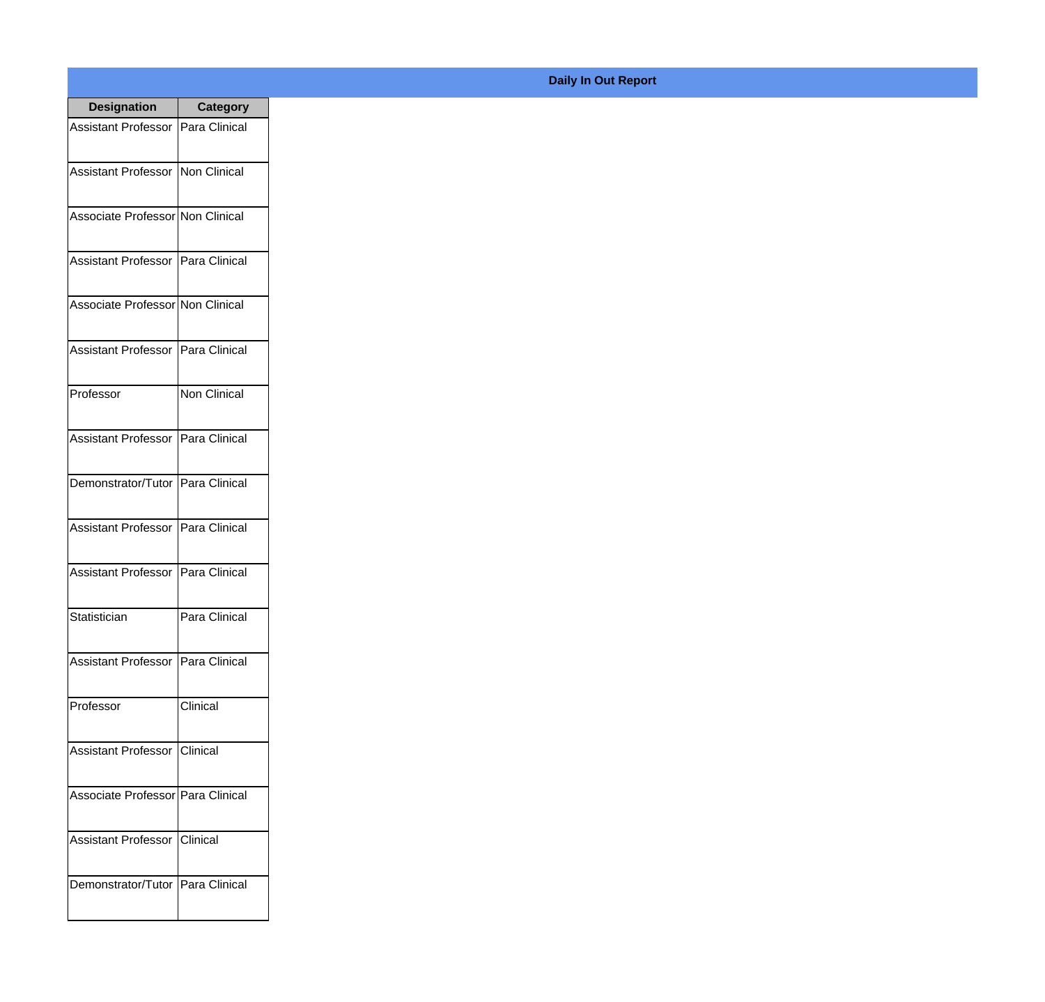**Daily In Out Report**

| Designation | Category |
|---|---|
| Assistant Professor | Para Clinical |
| Assistant Professor | Non Clinical |
| Associate Professor | Non Clinical |
| Assistant Professor | Para Clinical |
| Associate Professor | Non Clinical |
| Assistant Professor | Para Clinical |
| Professor | Non Clinical |
| Assistant Professor | Para Clinical |
| Demonstrator/Tutor | Para Clinical |
| Assistant Professor | Para Clinical |
| Assistant Professor | Para Clinical |
| Statistician | Para Clinical |
| Assistant Professor | Para Clinical |
| Professor | Clinical |
| Assistant Professor | Clinical |
| Associate Professor | Para Clinical |
| Assistant Professor | Clinical |
| Demonstrator/Tutor | Para Clinical |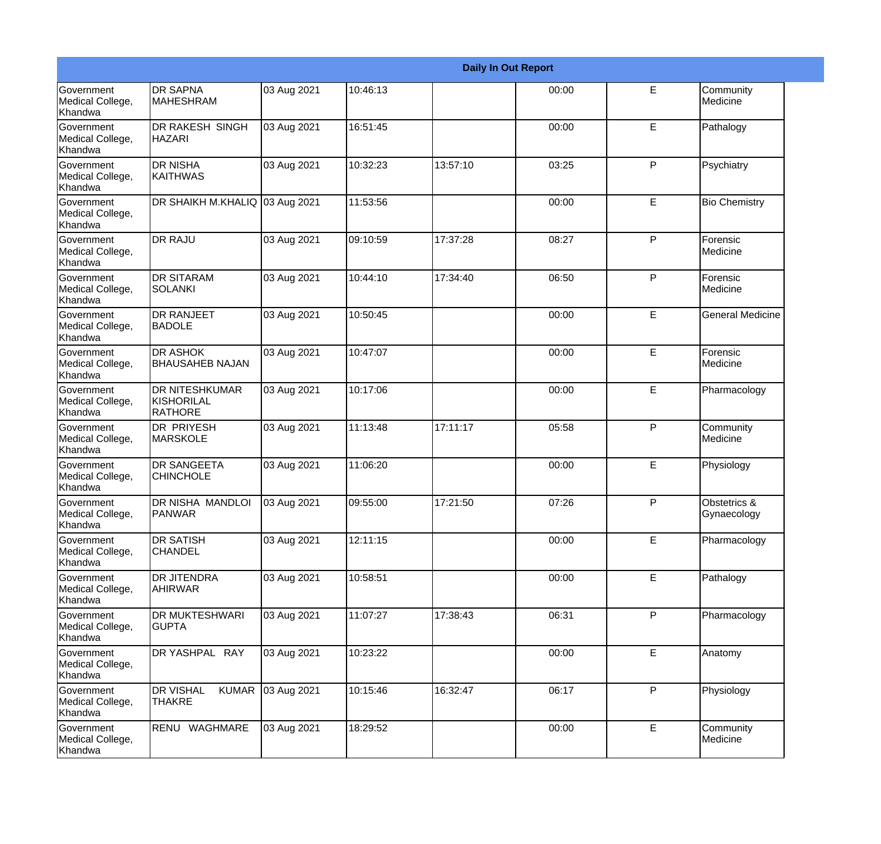| Daily In Out Report | | | | | | | |
|---|---|---|---|---|---|---|---|
| Government Medical College, Khandwa | DR SAPNA MAHESHRAM | 03 Aug 2021 | 10:46:13 | | 00:00 | E | Community Medicine |
| Government Medical College, Khandwa | DR RAKESH SINGH HAZARI | 03 Aug 2021 | 16:51:45 | | 00:00 | E | Pathalogy |
| Government Medical College, Khandwa | DR NISHA KAITHWAS | 03 Aug 2021 | 10:32:23 | 13:57:10 | 03:25 | P | Psychiatry |
| Government Medical College, Khandwa | DR SHAIKH M.KHALIQ | 03 Aug 2021 | 11:53:56 | | 00:00 | E | Bio Chemistry |
| Government Medical College, Khandwa | DR RAJU | 03 Aug 2021 | 09:10:59 | 17:37:28 | 08:27 | P | Forensic Medicine |
| Government Medical College, Khandwa | DR SITARAM SOLANKI | 03 Aug 2021 | 10:44:10 | 17:34:40 | 06:50 | P | Forensic Medicine |
| Government Medical College, Khandwa | DR RANJEET BADOLE | 03 Aug 2021 | 10:50:45 | | 00:00 | E | General Medicine |
| Government Medical College, Khandwa | DR ASHOK BHAUSAHEB NAJAN | 03 Aug 2021 | 10:47:07 | | 00:00 | E | Forensic Medicine |
| Government Medical College, Khandwa | DR NITESHKUMAR KISHORILAL RATHORE | 03 Aug 2021 | 10:17:06 | | 00:00 | E | Pharmacology |
| Government Medical College, Khandwa | DR PRIYESH MARSKOLE | 03 Aug 2021 | 11:13:48 | 17:11:17 | 05:58 | P | Community Medicine |
| Government Medical College, Khandwa | DR SANGEETA CHINCHOLE | 03 Aug 2021 | 11:06:20 | | 00:00 | E | Physiology |
| Government Medical College, Khandwa | DR NISHA MANDLOI PANWAR | 03 Aug 2021 | 09:55:00 | 17:21:50 | 07:26 | P | Obstetrics & Gynaecology |
| Government Medical College, Khandwa | DR SATISH CHANDEL | 03 Aug 2021 | 12:11:15 | | 00:00 | E | Pharmacology |
| Government Medical College, Khandwa | DR JITENDRA AHIRWAR | 03 Aug 2021 | 10:58:51 | | 00:00 | E | Pathalogy |
| Government Medical College, Khandwa | DR MUKTESHWARI GUPTA | 03 Aug 2021 | 11:07:27 | 17:38:43 | 06:31 | P | Pharmacology |
| Government Medical College, Khandwa | DR YASHPAL RAY | 03 Aug 2021 | 10:23:22 | | 00:00 | E | Anatomy |
| Government Medical College, Khandwa | DR VISHAL KUMAR THAKRE | 03 Aug 2021 | 10:15:46 | 16:32:47 | 06:17 | P | Physiology |
| Government Medical College, Khandwa | RENU WAGHMARE | 03 Aug 2021 | 18:29:52 | | 00:00 | E | Community Medicine |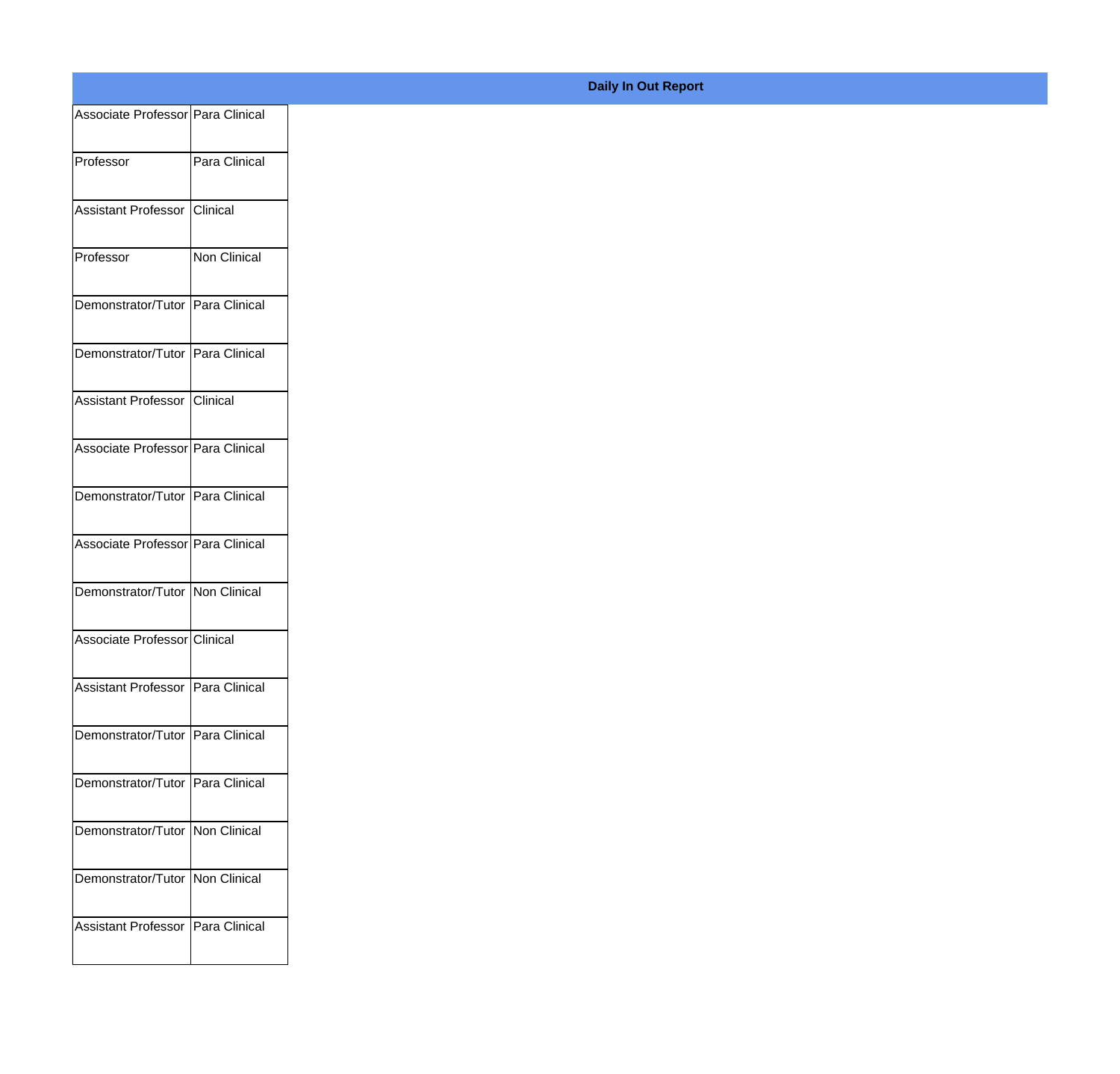**Daily In Out Report**

| | |
|---|---|
| Associate Professor | Para Clinical |
| Professor | Para Clinical |
| Assistant Professor | Clinical |
| Professor | Non Clinical |
| Demonstrator/Tutor | Para Clinical |
| Demonstrator/Tutor | Para Clinical |
| Assistant Professor | Clinical |
| Associate Professor | Para Clinical |
| Demonstrator/Tutor | Para Clinical |
| Associate Professor | Para Clinical |
| Demonstrator/Tutor | Non Clinical |
| Associate Professor | Clinical |
| Assistant Professor | Para Clinical |
| Demonstrator/Tutor | Para Clinical |
| Demonstrator/Tutor | Para Clinical |
| Demonstrator/Tutor | Non Clinical |
| Demonstrator/Tutor | Non Clinical |
| Assistant Professor | Para Clinical |